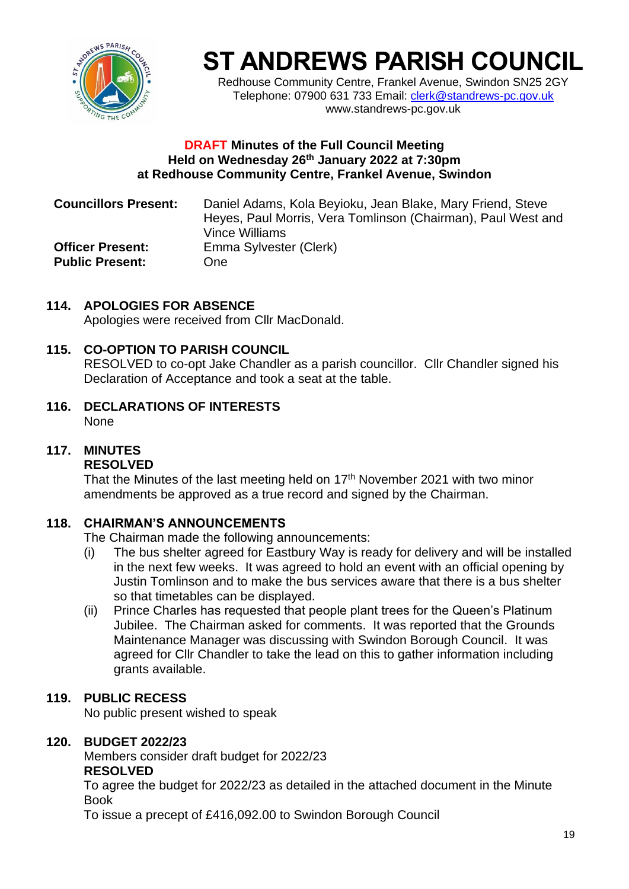# ST ANDREWS PARISH COUNCIL

Redhouse Community Centre, Frankel Avenue, Swindon SN25 2GY
Telephone: 07900 631 733 Email: clerk@standrews-pc.gov.uk
www.standrews-pc.gov.uk

**DRAFT Minutes of the Full Council Meeting**
**Held on Wednesday 26th January 2022 at 7:30pm**
**at Redhouse Community Centre, Frankel Avenue, Swindon**

**Councillors Present:** Daniel Adams, Kola Beyioku, Jean Blake, Mary Friend, Steve Heyes, Paul Morris, Vera Tomlinson (Chairman), Paul West and Vince Williams
**Officer Present:** Emma Sylvester (Clerk)
**Public Present:** One

## 114. APOLOGIES FOR ABSENCE

Apologies were received from Cllr MacDonald.

## 115. CO-OPTION TO PARISH COUNCIL

RESOLVED to co-opt Jake Chandler as a parish councillor. Cllr Chandler signed his Declaration of Acceptance and took a seat at the table.

## 116. DECLARATIONS OF INTERESTS

None

## 117. MINUTES

**RESOLVED**

That the Minutes of the last meeting held on 17th November 2021 with two minor amendments be approved as a true record and signed by the Chairman.

## 118. CHAIRMAN'S ANNOUNCEMENTS

The Chairman made the following announcements:

(i) The bus shelter agreed for Eastbury Way is ready for delivery and will be installed in the next few weeks. It was agreed to hold an event with an official opening by Justin Tomlinson and to make the bus services aware that there is a bus shelter so that timetables can be displayed.

(ii) Prince Charles has requested that people plant trees for the Queen's Platinum Jubilee. The Chairman asked for comments. It was reported that the Grounds Maintenance Manager was discussing with Swindon Borough Council. It was agreed for Cllr Chandler to take the lead on this to gather information including grants available.

## 119. PUBLIC RECESS

No public present wished to speak

## 120. BUDGET 2022/23

Members consider draft budget for 2022/23

**RESOLVED**

To agree the budget for 2022/23 as detailed in the attached document in the Minute Book

To issue a precept of £416,092.00 to Swindon Borough Council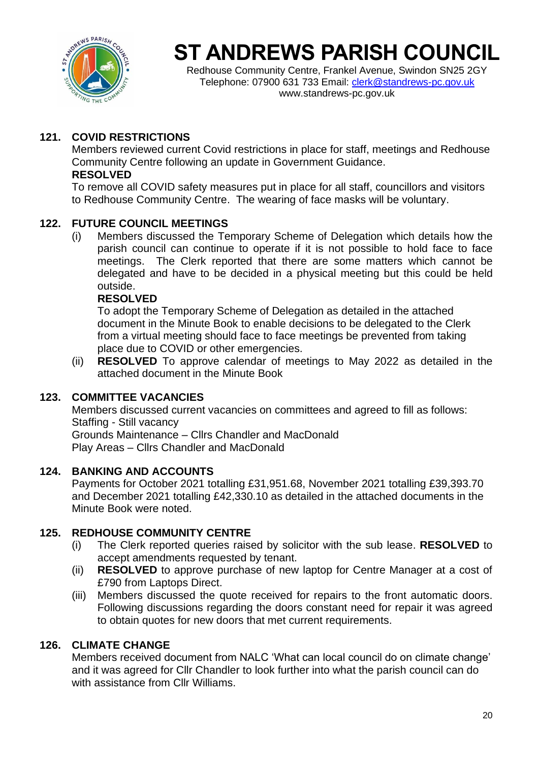# ST ANDREWS PARISH COUNCIL

Redhouse Community Centre, Frankel Avenue, Swindon SN25 2GY
Telephone: 07900 631 733 Email: clerk@standrews-pc.gov.uk
www.standrews-pc.gov.uk

**121. COVID RESTRICTIONS**

Members reviewed current Covid restrictions in place for staff, meetings and Redhouse Community Centre following an update in Government Guidance.

**RESOLVED**

To remove all COVID safety measures put in place for all staff, councillors and visitors to Redhouse Community Centre. The wearing of face masks will be voluntary.

**122. FUTURE COUNCIL MEETINGS**

(i) Members discussed the Temporary Scheme of Delegation which details how the parish council can continue to operate if it is not possible to hold face to face meetings. The Clerk reported that there are some matters which cannot be delegated and have to be decided in a physical meeting but this could be held outside.

**RESOLVED**

To adopt the Temporary Scheme of Delegation as detailed in the attached document in the Minute Book to enable decisions to be delegated to the Clerk from a virtual meeting should face to face meetings be prevented from taking place due to COVID or other emergencies.

(ii) **RESOLVED** To approve calendar of meetings to May 2022 as detailed in the attached document in the Minute Book

**123. COMMITTEE VACANCIES**

Members discussed current vacancies on committees and agreed to fill as follows:
Staffing - Still vacancy
Grounds Maintenance – Cllrs Chandler and MacDonald
Play Areas – Cllrs Chandler and MacDonald

**124. BANKING AND ACCOUNTS**

Payments for October 2021 totalling £31,951.68, November 2021 totalling £39,393.70 and December 2021 totalling £42,330.10 as detailed in the attached documents in the Minute Book were noted.

**125. REDHOUSE COMMUNITY CENTRE**

(i) The Clerk reported queries raised by solicitor with the sub lease. **RESOLVED** to accept amendments requested by tenant.

(ii) **RESOLVED** to approve purchase of new laptop for Centre Manager at a cost of £790 from Laptops Direct.

(iii) Members discussed the quote received for repairs to the front automatic doors. Following discussions regarding the doors constant need for repair it was agreed to obtain quotes for new doors that met current requirements.

**126. CLIMATE CHANGE**

Members received document from NALC 'What can local council do on climate change' and it was agreed for Cllr Chandler to look further into what the parish council can do with assistance from Cllr Williams.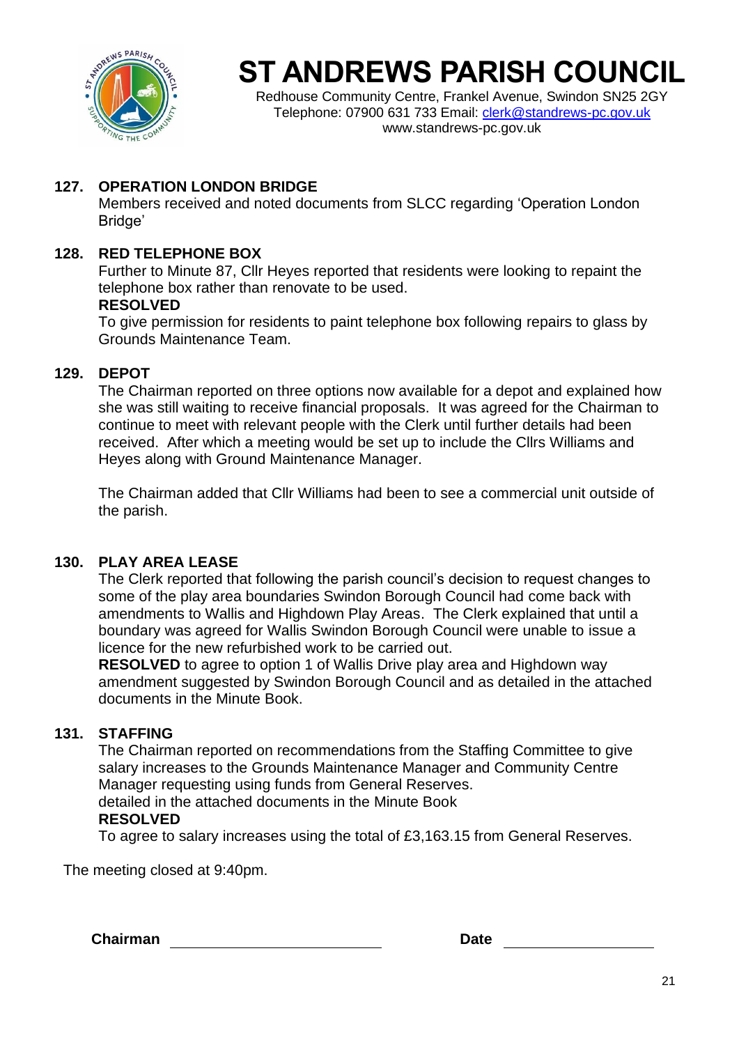# ST ANDREWS PARISH COUNCIL

Redhouse Community Centre, Frankel Avenue, Swindon SN25 2GY
Telephone: 07900 631 733 Email: clerk@standrews-pc.gov.uk
www.standrews-pc.gov.uk

**127. OPERATION LONDON BRIDGE**

Members received and noted documents from SLCC regarding 'Operation London Bridge'

**128. RED TELEPHONE BOX**

Further to Minute 87, Cllr Heyes reported that residents were looking to repaint the telephone box rather than renovate to be used.

**RESOLVED**

To give permission for residents to paint telephone box following repairs to glass by Grounds Maintenance Team.

**129. DEPOT**

The Chairman reported on three options now available for a depot and explained how she was still waiting to receive financial proposals. It was agreed for the Chairman to continue to meet with relevant people with the Clerk until further details had been received. After which a meeting would be set up to include the Cllrs Williams and Heyes along with Ground Maintenance Manager.

The Chairman added that Cllr Williams had been to see a commercial unit outside of the parish.

**130. PLAY AREA LEASE**

The Clerk reported that following the parish council's decision to request changes to some of the play area boundaries Swindon Borough Council had come back with amendments to Wallis and Highdown Play Areas. The Clerk explained that until a boundary was agreed for Wallis Swindon Borough Council were unable to issue a licence for the new refurbished work to be carried out.

**RESOLVED** to agree to option 1 of Wallis Drive play area and Highdown way amendment suggested by Swindon Borough Council and as detailed in the attached documents in the Minute Book.

**131. STAFFING**

The Chairman reported on recommendations from the Staffing Committee to give salary increases to the Grounds Maintenance Manager and Community Centre Manager requesting using funds from General Reserves.
detailed in the attached documents in the Minute Book

**RESOLVED**

To agree to salary increases using the total of £3,163.15 from General Reserves.

The meeting closed at 9:40pm.

**Chairman** \_\_\_\_\_\_\_\_\_\_\_\_\_\_\_\_\_\_\_\_\_\_\_\_ **Date** \_\_\_\_\_\_\_\_\_\_\_\_\_\_\_\_\_\_